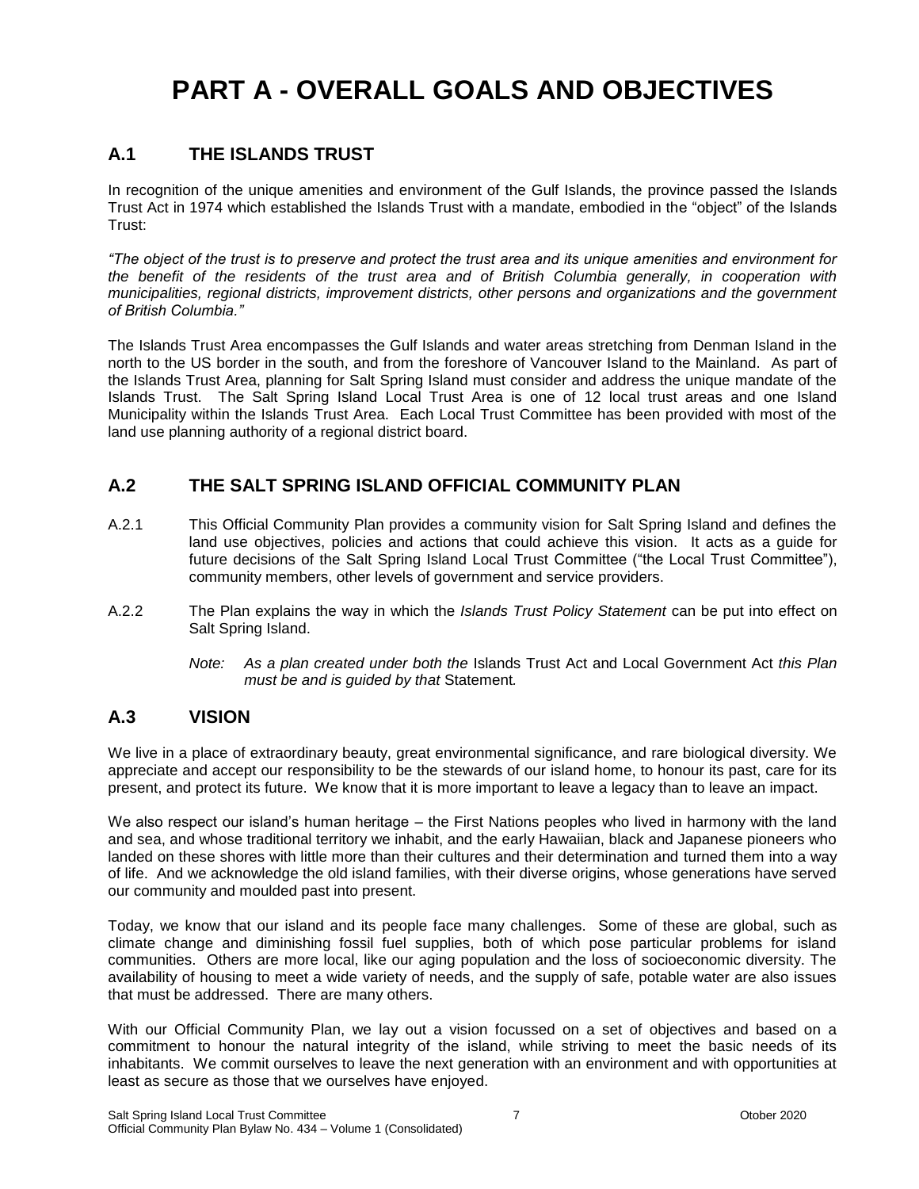# PART A - OVERALL GOALS AND OBJECTIVES

## A.1 THE ISLANDS TRUST

In recognition of the unique amenities and environment of the Gulf Islands, the province passed the Islands Trust Act in 1974 which established the Islands Trust with a mandate, embodied in the "object" of the Islands Trust:

*"The object of the trust is to preserve and protect the trust area and its unique amenities and environment for the benefit of the residents of the trust area and of British Columbia generally, in cooperation with municipalities, regional districts, improvement districts, other persons and organizations and the government of British Columbia."*

The Islands Trust Area encompasses the Gulf Islands and water areas stretching from Denman Island in the north to the US border in the south, and from the foreshore of Vancouver Island to the Mainland. As part of the Islands Trust Area, planning for Salt Spring Island must consider and address the unique mandate of the Islands Trust. The Salt Spring Island Local Trust Area is one of 12 local trust areas and one Island Municipality within the Islands Trust Area. Each Local Trust Committee has been provided with most of the land use planning authority of a regional district board.

## A.2 THE SALT SPRING ISLAND OFFICIAL COMMUNITY PLAN

A.2.1 This Official Community Plan provides a community vision for Salt Spring Island and defines the land use objectives, policies and actions that could achieve this vision. It acts as a guide for future decisions of the Salt Spring Island Local Trust Committee ("the Local Trust Committee"), community members, other levels of government and service providers.

A.2.2 The Plan explains the way in which the *Islands Trust Policy Statement* can be put into effect on Salt Spring Island.

*Note: As a plan created under both the* Islands Trust Act and Local Government Act *this Plan must be and is guided by that* Statement*.*

## A.3 VISION

We live in a place of extraordinary beauty, great environmental significance, and rare biological diversity. We appreciate and accept our responsibility to be the stewards of our island home, to honour its past, care for its present, and protect its future. We know that it is more important to leave a legacy than to leave an impact.

We also respect our island's human heritage – the First Nations peoples who lived in harmony with the land and sea, and whose traditional territory we inhabit, and the early Hawaiian, black and Japanese pioneers who landed on these shores with little more than their cultures and their determination and turned them into a way of life. And we acknowledge the old island families, with their diverse origins, whose generations have served our community and moulded past into present.

Today, we know that our island and its people face many challenges. Some of these are global, such as climate change and diminishing fossil fuel supplies, both of which pose particular problems for island communities. Others are more local, like our aging population and the loss of socioeconomic diversity. The availability of housing to meet a wide variety of needs, and the supply of safe, potable water are also issues that must be addressed. There are many others.

With our Official Community Plan, we lay out a vision focussed on a set of objectives and based on a commitment to honour the natural integrity of the island, while striving to meet the basic needs of its inhabitants. We commit ourselves to leave the next generation with an environment and with opportunities at least as secure as those that we ourselves have enjoyed.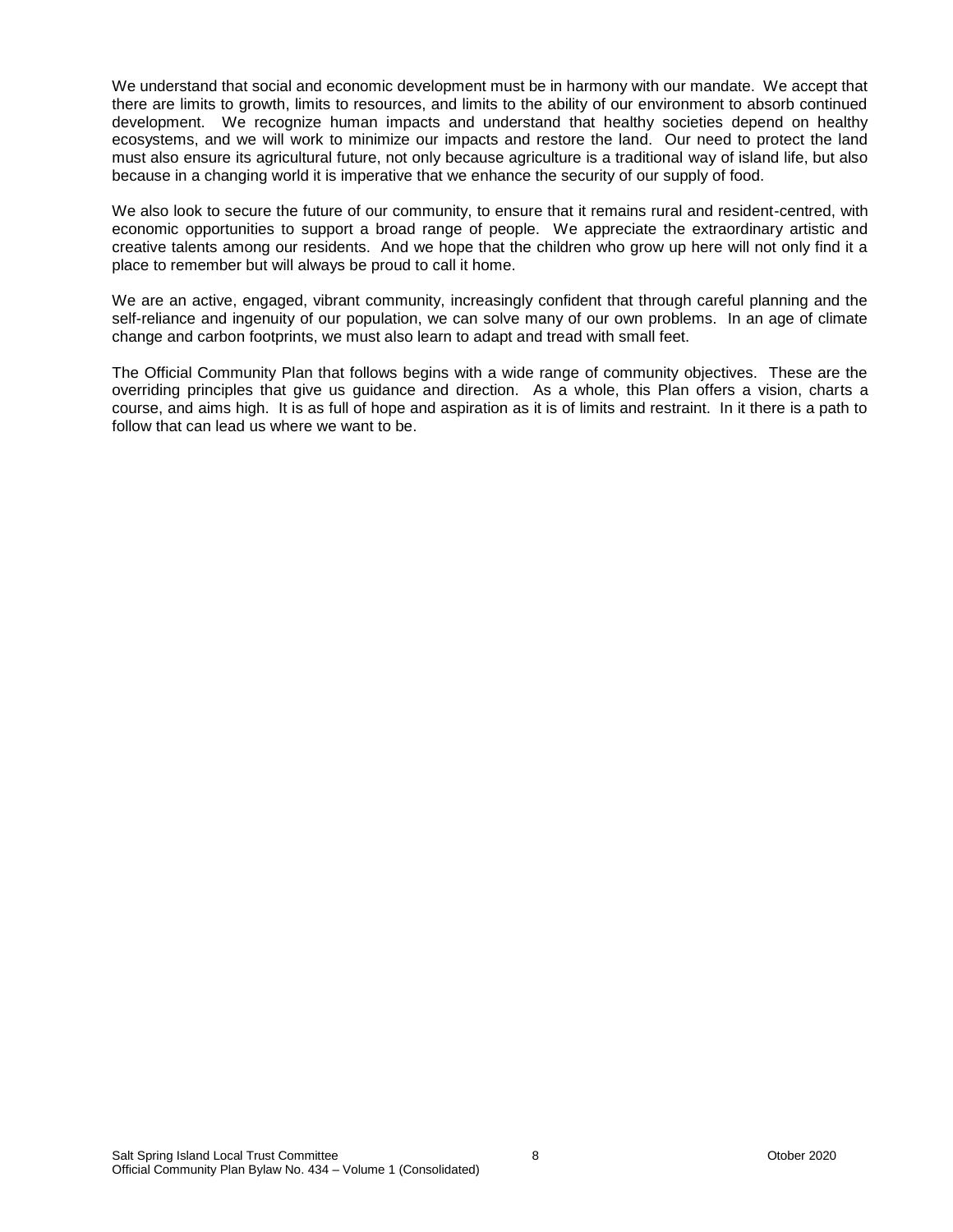We understand that social and economic development must be in harmony with our mandate. We accept that there are limits to growth, limits to resources, and limits to the ability of our environment to absorb continued development. We recognize human impacts and understand that healthy societies depend on healthy ecosystems, and we will work to minimize our impacts and restore the land. Our need to protect the land must also ensure its agricultural future, not only because agriculture is a traditional way of island life, but also because in a changing world it is imperative that we enhance the security of our supply of food.

We also look to secure the future of our community, to ensure that it remains rural and resident-centred, with economic opportunities to support a broad range of people. We appreciate the extraordinary artistic and creative talents among our residents. And we hope that the children who grow up here will not only find it a place to remember but will always be proud to call it home.

We are an active, engaged, vibrant community, increasingly confident that through careful planning and the self-reliance and ingenuity of our population, we can solve many of our own problems. In an age of climate change and carbon footprints, we must also learn to adapt and tread with small feet.

The Official Community Plan that follows begins with a wide range of community objectives. These are the overriding principles that give us guidance and direction. As a whole, this Plan offers a vision, charts a course, and aims high. It is as full of hope and aspiration as it is of limits and restraint. In it there is a path to follow that can lead us where we want to be.